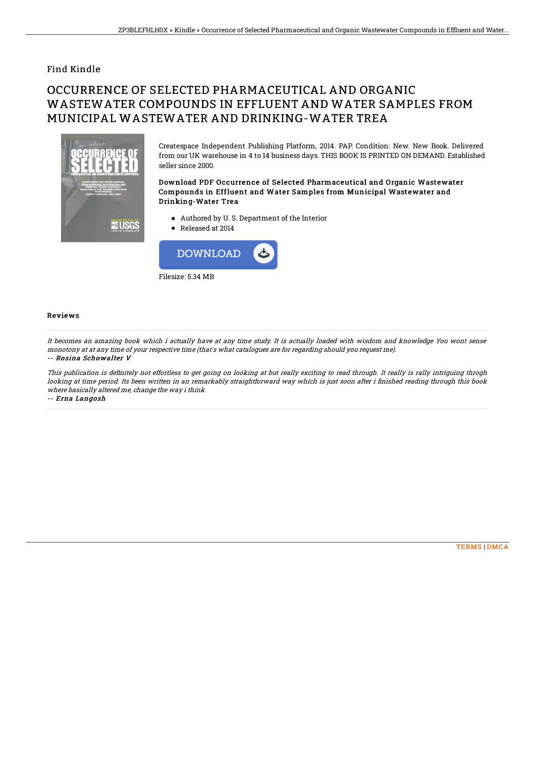## Find Kindle

# OCCURRENCE OF SELECTED PHARMACEUTICAL AND ORGANIC WASTEWATER COMPOUNDS IN EFFLUENT AND WATER SAMPLES FROM MUNICIPAL WASTEWATER AND DRINKING-WATER TREA

Createspace Independent Publishing Platform, 2014. PAP. Condition: New. New Book. Delivered from our UK warehouse in 4 to 14 business days. THIS BOOK IS PRINTED ON DEMAND. Established seller since 2000.

### Download PDF Occurrence of Selected Pharmaceutical and Organic Wastewater Compounds in Effluent and Water Samples from Municipal Wastewater and Drinking-Water Trea

- Authored by U. S. Department of the Interior
- Released at 2014

DOWNLOAD

Filesize: 5.34 MB

### Reviews

*It becomes an amazing book which i actually have at any time study. It is actually loaded with wisdom and knowledge You wont sense monotony at at any time of your respective time (that's what catalogues are for regarding should you request me).*

*-- Rosina Schowalter V*

*This publication is definitely not effortless to get going on looking at but really exciting to read through. It really is rally intriguing throgh looking at time period. Its been written in an remarkably straightforward way which is just soon after i finished reading through this book where basically altered me, change the way i think.*

*-- Erna Langosh*

TERMS | DMCA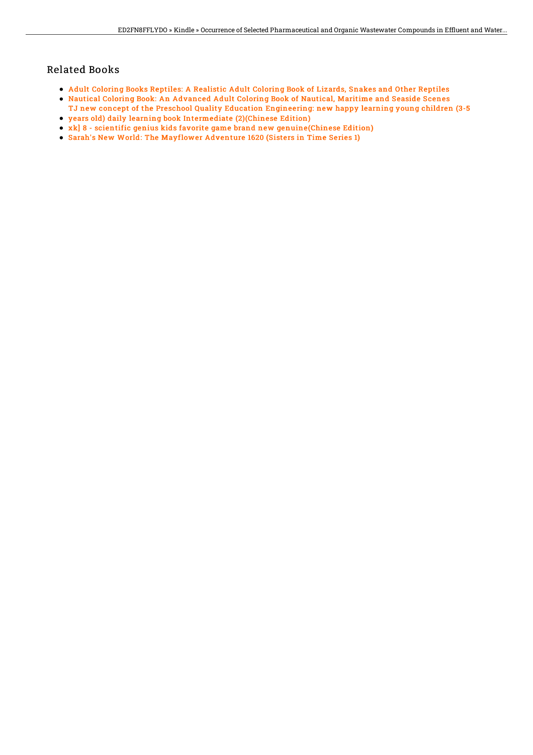## Related Books

- Adult Coloring Books Reptiles: A Realistic Adult Coloring Book of Lizards, Snakes and Other Reptiles
- Nautical Coloring Book: An Advanced Adult Coloring Book of Nautical, Maritime and Seaside Scenes
- TJ new concept of the Preschool Quality Education Engineering: new happy learning young children (3-5 years old) daily learning book Intermediate (2)(Chinese Edition)
- xk] 8 - scientific genius kids favorite game brand new genuine(Chinese Edition)
- Sarah's New World: The Mayflower Adventure 1620 (Sisters in Time Series 1)